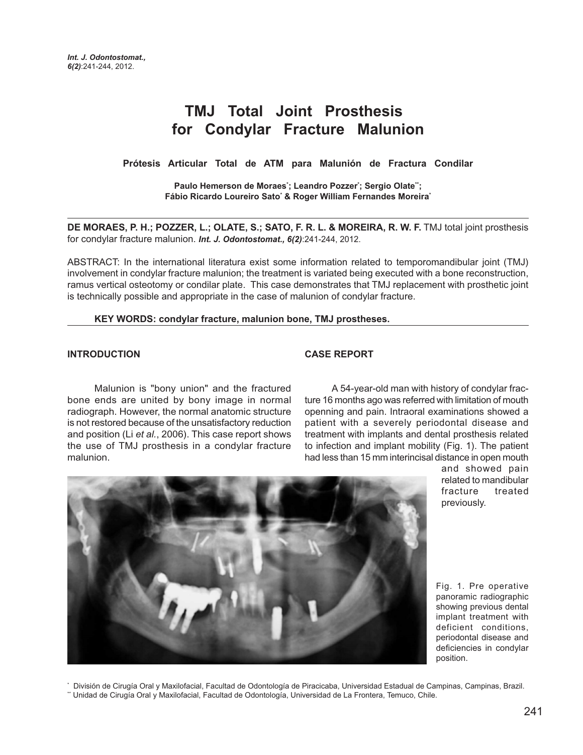# TMJ Total Joint Prosthesis for Condylar Fracture Malunion

**Prótesis Articular Total de ATM para Malunión de Fractura Condilar**

**Paulo Hemerson de Moraes[*]; Leandro Pozzer[*]; Sergio Olate[**]; Fábio Ricardo Loureiro Sato[*] & Roger William Fernandes Moreira[*]**

**DE MORAES, P. H.; POZZER, L.; OLATE, S.; SATO, F. R. L. & MOREIRA, R. W. F.** TMJ total joint prosthesis for condylar fracture malunion. ***Int. J. Odontostomat., 6(2)***:241-244, 2012.

ABSTRACT: In the international literatura exist some information related to temporomandibular joint (TMJ) involvement in condylar fracture malunion; the treatment is variated being executed with a bone reconstruction, ramus vertical osteotomy or condilar plate. This case demonstrates that TMJ replacement with prosthetic joint is technically possible and appropriate in the case of malunion of condylar fracture.

**KEY WORDS: condylar fracture, malunion bone, TMJ prostheses.**

## INTRODUCTION

Malunion is "bony union" and the fractured bone ends are united by bony image in normal radiograph. However, the normal anatomic structure is not restored because of the unsatisfactory reduction and position (Li *et al.*, 2006). This case report shows the use of TMJ prosthesis in a condylar fracture malunion.

## CASE REPORT

A 54-year-old man with history of condylar fracture 16 months ago was referred with limitation of mouth openning and pain. Intraoral examinations showed a patient with a severely periodontal disease and treatment with implants and dental prosthesis related to infection and implant mobility (Fig. 1). The patient had less than 15 mm interincisal distance in open mouth and showed pain related to mandibular fracture treated previously.

Fig. 1. Pre operative panoramic radiographic showing previous dental implant treatment with deficient conditions, periodontal disease and deficiencies in condylar position.

[*] División de Cirugía Oral y Maxilofacial, Facultad de Odontología de Piracicaba, Universidad Estadual de Campinas, Campinas, Brazil.
[**] Unidad de Cirugía Oral y Maxilofacial, Facultad de Odontología, Universidad de La Frontera, Temuco, Chile.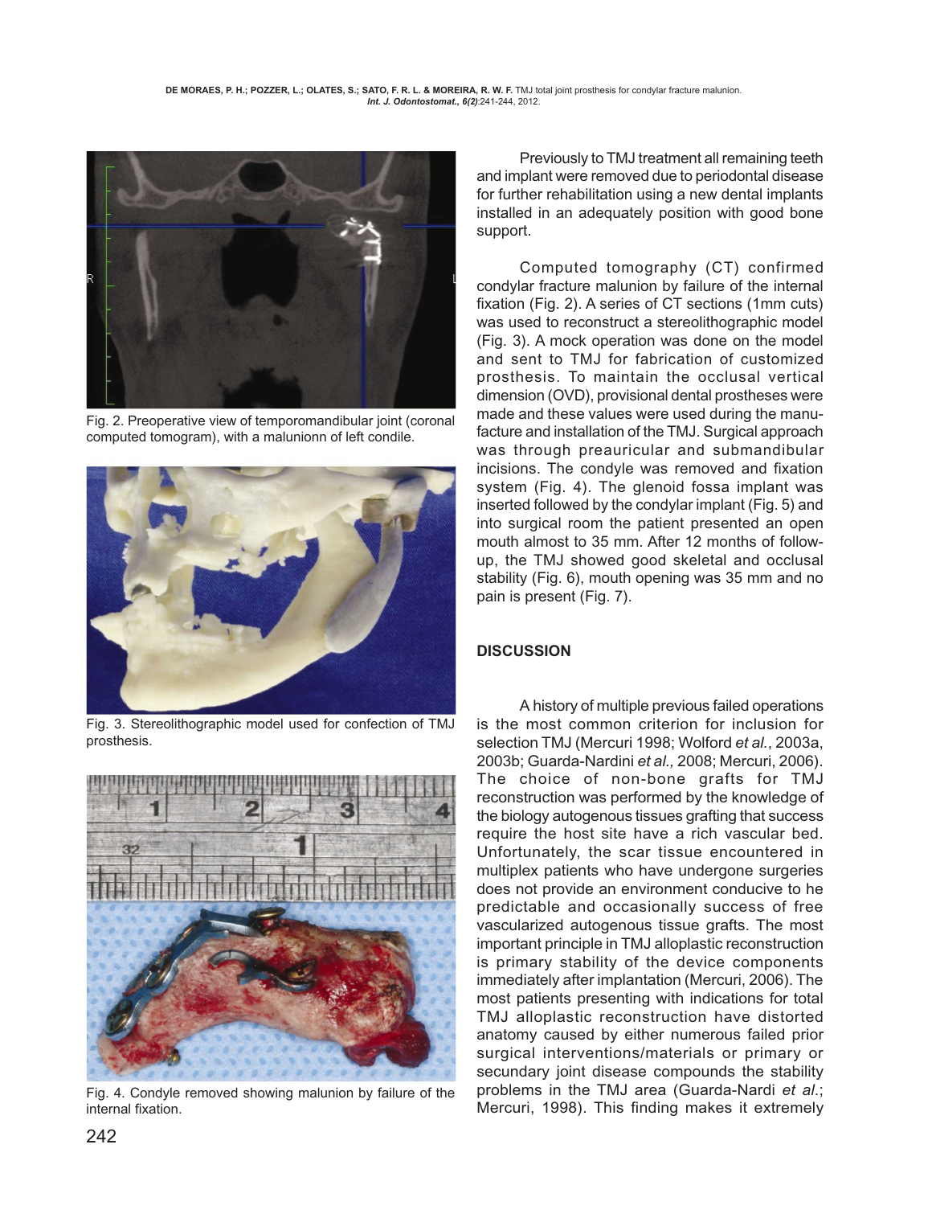Fig. 2. Preoperative view of temporomandibular joint (coronal computed tomogram), with a malunionn of left condile.

Fig. 3. Stereolithographic model used for confection of TMJ prosthesis.

Fig. 4. Condyle removed showing malunion by failure of the internal fixation.

Previously to TMJ treatment all remaining teeth and implant were removed due to periodontal disease for further rehabilitation using a new dental implants installed in an adequately position with good bone support.

Computed tomography (CT) confirmed condylar fracture malunion by failure of the internal fixation (Fig. 2). A series of CT sections (1mm cuts) was used to reconstruct a stereolithographic model (Fig. 3). A mock operation was done on the model and sent to TMJ for fabrication of customized prosthesis. To maintain the occlusal vertical dimension (OVD), provisional dental prostheses were made and these values were used during the manufacture and installation of the TMJ. Surgical approach was through preauricular and submandibular incisions. The condyle was removed and fixation system (Fig. 4). The glenoid fossa implant was inserted followed by the condylar implant (Fig. 5) and into surgical room the patient presented an open mouth almost to 35 mm. After 12 months of follow-up, the TMJ showed good skeletal and occlusal stability (Fig. 6), mouth opening was 35 mm and no pain is present (Fig. 7).

## DISCUSSION

A history of multiple previous failed operations is the most common criterion for inclusion for selection TMJ (Mercuri 1998; Wolford *et al.*, 2003a, 2003b; Guarda-Nardini *et al.,* 2008; Mercuri, 2006). The choice of non-bone grafts for TMJ reconstruction was performed by the knowledge of the biology autogenous tissues grafting that success require the host site have a rich vascular bed. Unfortunately, the scar tissue encountered in multiplex patients who have undergone surgeries does not provide an environment conducive to he predictable and occasionally success of free vascularized autogenous tissue grafts. The most important principle in TMJ alloplastic reconstruction is primary stability of the device components immediately after implantation (Mercuri, 2006). The most patients presenting with indications for total TMJ alloplastic reconstruction have distorted anatomy caused by either numerous failed prior surgical interventions/materials or primary or secundary joint disease compounds the stability problems in the TMJ area (Guarda-Nardi *et al.*; Mercuri, 1998). This finding makes it extremely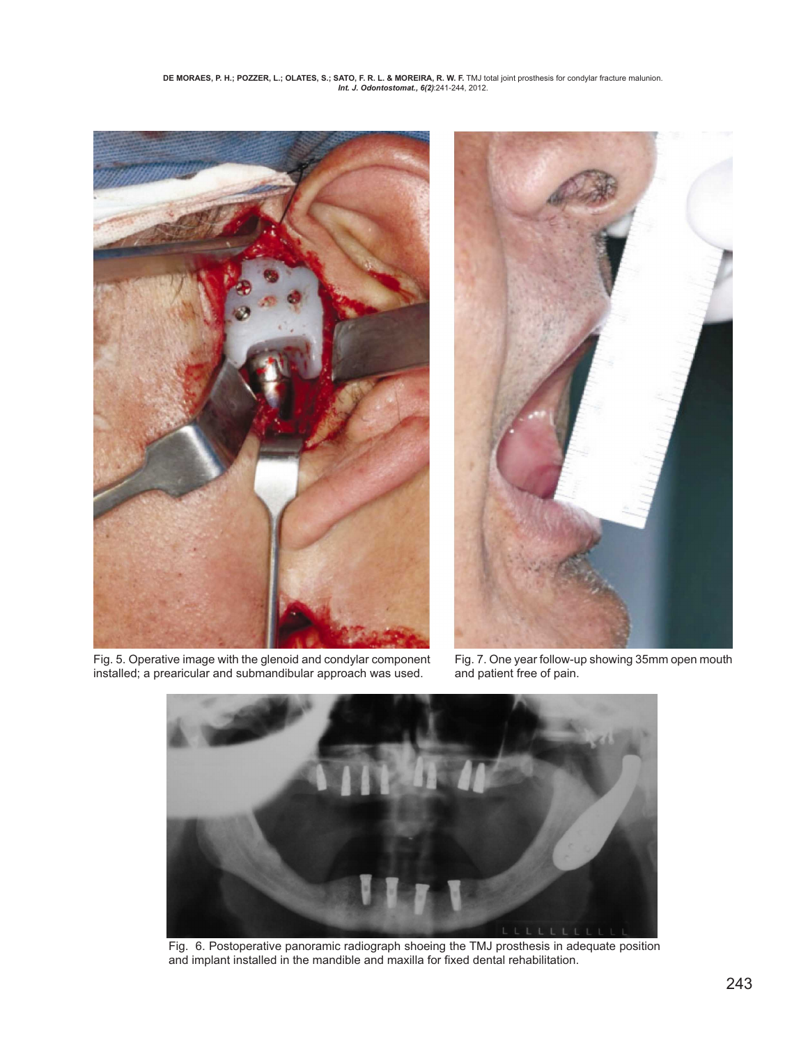Fig. 5. Operative image with the glenoid and condylar component installed; a prearicular and submandibular approach was used.

Fig. 7. One year follow-up showing 35mm open mouth and patient free of pain.

Fig. 6. Postoperative panoramic radiograph shoeing the TMJ prosthesis in adequate position and implant installed in the mandible and maxilla for fixed dental rehabilitation.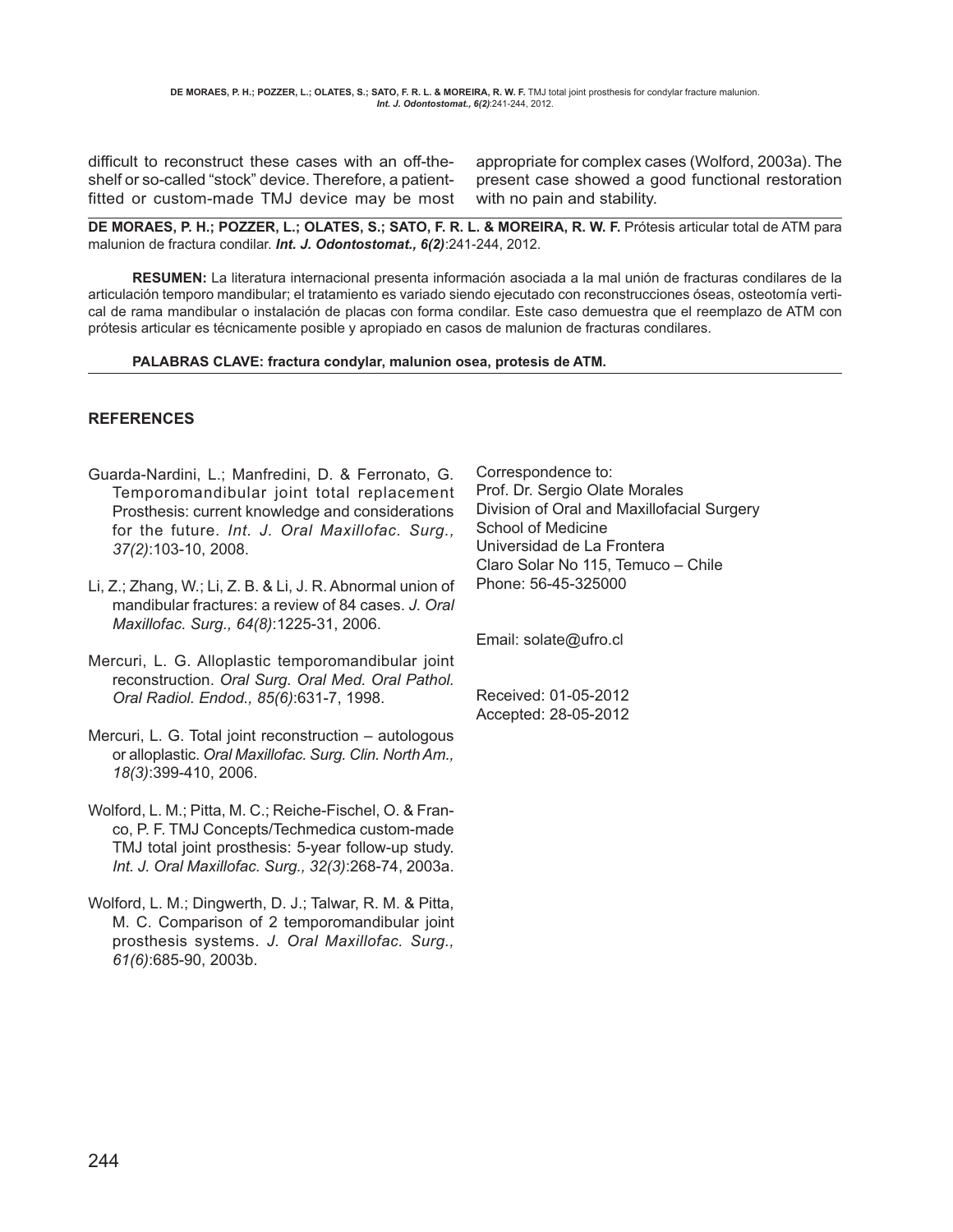difficult to reconstruct these cases with an off-the-shelf or so-called "stock" device. Therefore, a patient-fitted or custom-made TMJ device may be most appropriate for complex cases (Wolford, 2003a). The present case showed a good functional restoration with no pain and stability.

**DE MORAES, P. H.; POZZER, L.; OLATES, S.; SATO, F. R. L. & MOREIRA, R. W. F.** Prótesis articular total de ATM para malunion de fractura condilar. ***Int. J. Odontostomat., 6(2)***:241-244, 2012.

**RESUMEN:** La literatura internacional presenta información asociada a la mal unión de fracturas condilares de la articulación temporo mandibular; el tratamiento es variado siendo ejecutado con reconstrucciones óseas, osteotomía vertical de rama mandibular o instalación de placas con forma condilar. Este caso demuestra que el reemplazo de ATM con prótesis articular es técnicamente posible y apropiado en casos de malunion de fracturas condilares.

**PALABRAS CLAVE: fractura condylar, malunion osea, protesis de ATM.**

## REFERENCES

Guarda-Nardini, L.; Manfredini, D. & Ferronato, G. Temporomandibular joint total replacement Prosthesis: current knowledge and considerations for the future. *Int. J. Oral Maxillofac. Surg., 37(2)*:103-10, 2008.

Li, Z.; Zhang, W.; Li, Z. B. & Li, J. R. Abnormal union of mandibular fractures: a review of 84 cases. *J. Oral Maxillofac. Surg., 64(8)*:1225-31, 2006.

Mercuri, L. G. Alloplastic temporomandibular joint reconstruction. *Oral Surg. Oral Med. Oral Pathol. Oral Radiol. Endod., 85(6)*:631-7, 1998.

Mercuri, L. G. Total joint reconstruction – autologous or alloplastic. *Oral Maxillofac. Surg. Clin. North Am., 18(3)*:399-410, 2006.

Wolford, L. M.; Pitta, M. C.; Reiche-Fischel, O. & Franco, P. F. TMJ Concepts/Techmedica custom-made TMJ total joint prosthesis: 5-year follow-up study. *Int. J. Oral Maxillofac. Surg., 32(3)*:268-74, 2003a.

Wolford, L. M.; Dingwerth, D. J.; Talwar, R. M. & Pitta, M. C. Comparison of 2 temporomandibular joint prosthesis systems. *J. Oral Maxillofac. Surg., 61(6)*:685-90, 2003b.

Correspondence to:
Prof. Dr. Sergio Olate Morales
Division of Oral and Maxillofacial Surgery
School of Medicine
Universidad de La Frontera
Claro Solar No 115, Temuco – Chile
Phone: 56-45-325000

Email: solate@ufro.cl

Received: 01-05-2012
Accepted: 28-05-2012